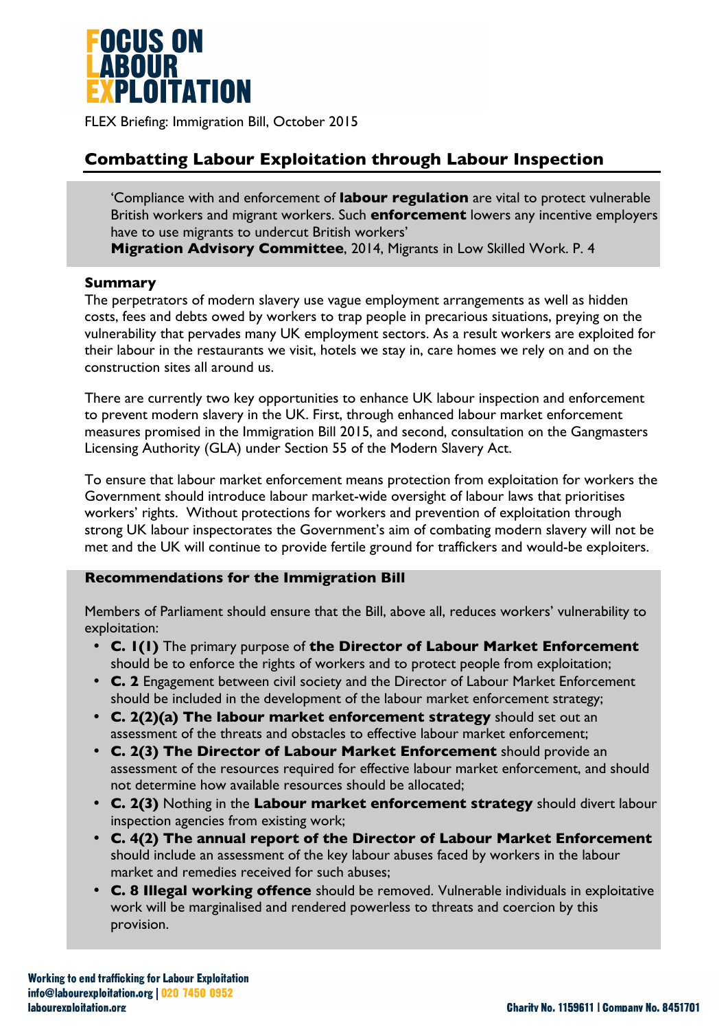**FOCUS ON LABOUR EXPLOITATION**

FLEX Briefing: Immigration Bill, October 2015

## Combatting Labour Exploitation through Labour Inspection

> 'Compliance with and enforcement of **labour regulation** are vital to protect vulnerable British workers and migrant workers. Such **enforcement** lowers any incentive employers have to use migrants to undercut British workers'
> **Migration Advisory Committee**, 2014, Migrants in Low Skilled Work. P. 4

### Summary

The perpetrators of modern slavery use vague employment arrangements as well as hidden costs, fees and debts owed by workers to trap people in precarious situations, preying on the vulnerability that pervades many UK employment sectors. As a result workers are exploited for their labour in the restaurants we visit, hotels we stay in, care homes we rely on and on the construction sites all around us.

There are currently two key opportunities to enhance UK labour inspection and enforcement to prevent modern slavery in the UK. First, through enhanced labour market enforcement measures promised in the Immigration Bill 2015, and second, consultation on the Gangmasters Licensing Authority (GLA) under Section 55 of the Modern Slavery Act.

To ensure that labour market enforcement means protection from exploitation for workers the Government should introduce labour market-wide oversight of labour laws that prioritises workers' rights. Without protections for workers and prevention of exploitation through strong UK labour inspectorates the Government's aim of combating modern slavery will not be met and the UK will continue to provide fertile ground for traffickers and would-be exploiters.

### Recommendations for the Immigration Bill

Members of Parliament should ensure that the Bill, above all, reduces workers' vulnerability to exploitation:

- **C. 1(1)** The primary purpose of **the Director of Labour Market Enforcement** should be to enforce the rights of workers and to protect people from exploitation;
- **C. 2** Engagement between civil society and the Director of Labour Market Enforcement should be included in the development of the labour market enforcement strategy;
- **C. 2(2)(a) The labour market enforcement strategy** should set out an assessment of the threats and obstacles to effective labour market enforcement;
- **C. 2(3) The Director of Labour Market Enforcement** should provide an assessment of the resources required for effective labour market enforcement, and should not determine how available resources should be allocated;
- **C. 2(3)** Nothing in the **Labour market enforcement strategy** should divert labour inspection agencies from existing work;
- **C. 4(2) The annual report of the Director of Labour Market Enforcement** should include an assessment of the key labour abuses faced by workers in the labour market and remedies received for such abuses;
- **C. 8 Illegal working offence** should be removed. Vulnerable individuals in exploitative work will be marginalised and rendered powerless to threats and coercion by this provision.

Working to end trafficking for Labour Exploitation
info@labourexploitation.org | 020 7450 0952
labourexploitation.org

Charity No. 1159611 | Company No. 8451701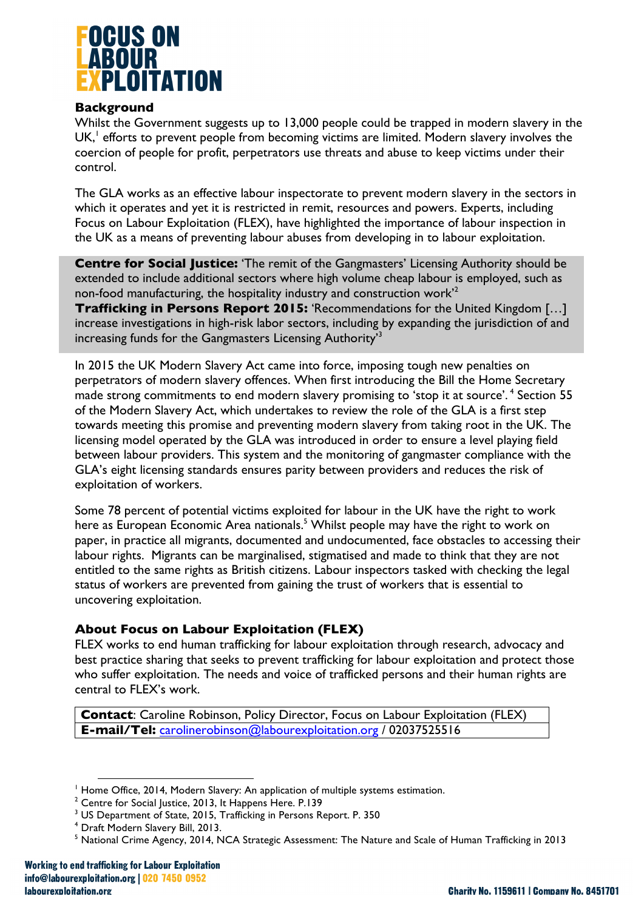# FOCUS ON LABOUR EXPLOITATION

**Background**

Whilst the Government suggests up to 13,000 people could be trapped in modern slavery in the UK,[1] efforts to prevent people from becoming victims are limited. Modern slavery involves the coercion of people for profit, perpetrators use threats and abuse to keep victims under their control.

The GLA works as an effective labour inspectorate to prevent modern slavery in the sectors in which it operates and yet it is restricted in remit, resources and powers. Experts, including Focus on Labour Exploitation (FLEX), have highlighted the importance of labour inspection in the UK as a means of preventing labour abuses from developing in to labour exploitation.

> **Centre for Social Justice:** 'The remit of the Gangmasters' Licensing Authority should be extended to include additional sectors where high volume cheap labour is employed, such as non-food manufacturing, the hospitality industry and construction work'[2]
> **Trafficking in Persons Report 2015:** 'Recommendations for the United Kingdom […] increase investigations in high-risk labor sectors, including by expanding the jurisdiction of and increasing funds for the Gangmasters Licensing Authority'[3]

In 2015 the UK Modern Slavery Act came into force, imposing tough new penalties on perpetrators of modern slavery offences. When first introducing the Bill the Home Secretary made strong commitments to end modern slavery promising to 'stop it at source'.[4] Section 55 of the Modern Slavery Act, which undertakes to review the role of the GLA is a first step towards meeting this promise and preventing modern slavery from taking root in the UK. The licensing model operated by the GLA was introduced in order to ensure a level playing field between labour providers. This system and the monitoring of gangmaster compliance with the GLA's eight licensing standards ensures parity between providers and reduces the risk of exploitation of workers.

Some 78 percent of potential victims exploited for labour in the UK have the right to work here as European Economic Area nationals.[5] Whilst people may have the right to work on paper, in practice all migrants, documented and undocumented, face obstacles to accessing their labour rights. Migrants can be marginalised, stigmatised and made to think that they are not entitled to the same rights as British citizens. Labour inspectors tasked with checking the legal status of workers are prevented from gaining the trust of workers that is essential to uncovering exploitation.

**About Focus on Labour Exploitation (FLEX)**

FLEX works to end human trafficking for labour exploitation through research, advocacy and best practice sharing that seeks to prevent trafficking for labour exploitation and protect those who suffer exploitation. The needs and voice of trafficked persons and their human rights are central to FLEX's work.

| |
|---|
| **Contact**: Caroline Robinson, Policy Director, Focus on Labour Exploitation (FLEX) |
| **E-mail/Tel:** carolinerobinson@labourexploitation.org / 02037525516 |

[1] Home Office, 2014, Modern Slavery: An application of multiple systems estimation.
[2] Centre for Social Justice, 2013, It Happens Here. P.139
[3] US Department of State, 2015, Trafficking in Persons Report. P. 350
[4] Draft Modern Slavery Bill, 2013.
[5] National Crime Agency, 2014, NCA Strategic Assessment: The Nature and Scale of Human Trafficking in 2013

Working to end trafficking for Labour Exploitation
info@labourexploitation.org | 020 7450 0952
labourexploitation.org

Charity No. 1159611 | Company No. 8451701